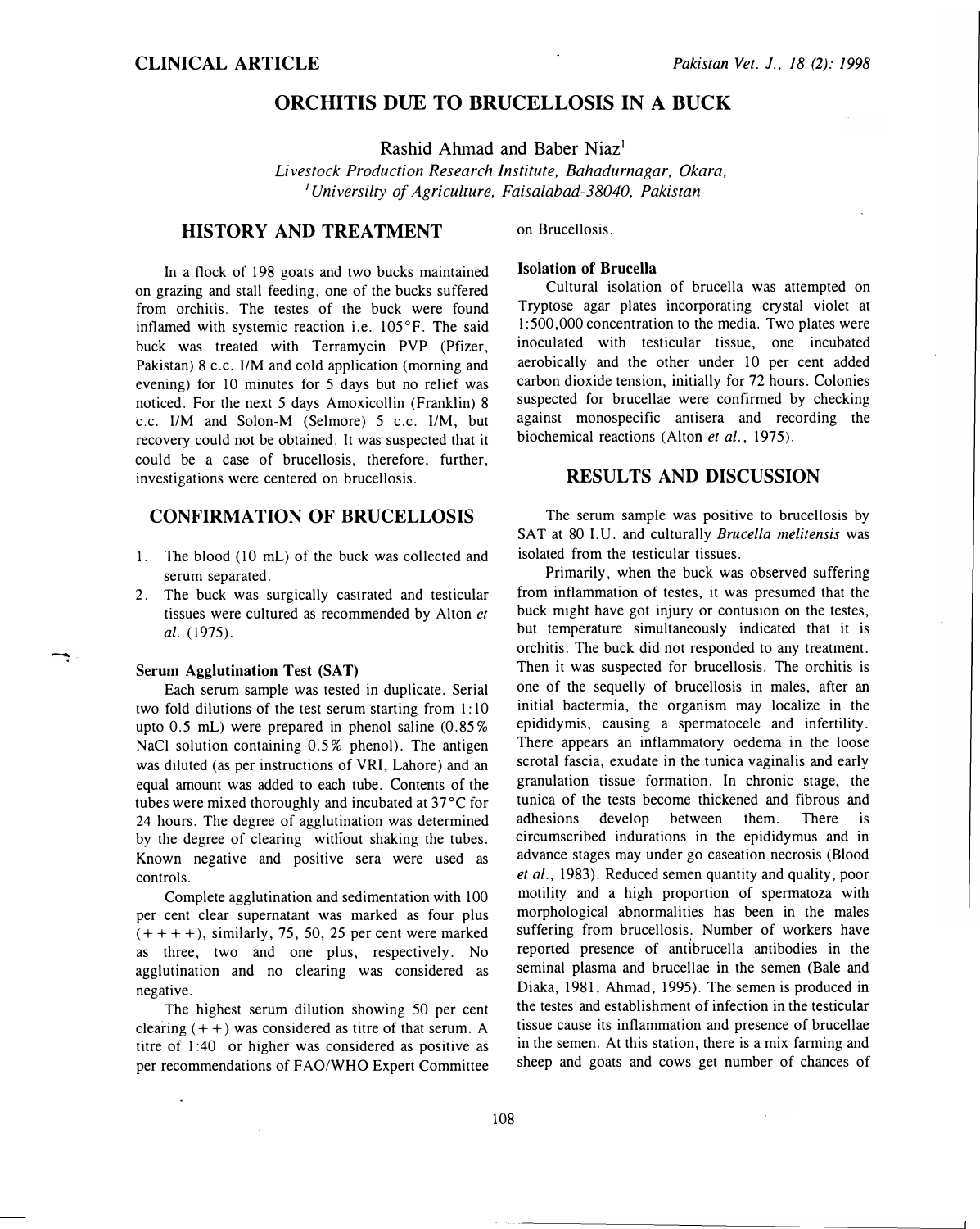# ORCHITIS DUE TO BRUCELLOSIS IN A BUCK

Rashid Ahmad and Baber Niaz[1]

*Livestock Production Research Institute, Bahadurnagar, Okara,*
*[1]Universilty of Agriculture, Faisalabad-38040, Pakistan*

## HISTORY AND TREATMENT

In a flock of 198 goats and two bucks maintained on grazing and stall feeding, one of the bucks suffered from orchitis. The testes of the buck were found inflamed with systemic reaction i.e. 105°F. The said buck was treated with Terramycin PVP (Pfizer, Pakistan) 8 c.c. I/M and cold application (morning and evening) for 10 minutes for 5 days but no relief was noticed. For the next 5 days Amoxicollin (Franklin) 8 c.c. I/M and Solon-M (Selmore) 5 c.c. I/M, but recovery could not be obtained. It was suspected that it could be a case of brucellosis, therefore, further, investigations were centered on brucellosis.

## CONFIRMATION OF BRUCELLOSIS

1. The blood (10 mL) of the buck was collected and serum separated.
2. The buck was surgically castrated and testicular tissues were cultured as recommended by Alton *et al.* (1975).

### Serum Agglutination Test (SAT)

Each serum sample was tested in duplicate. Serial two fold dilutions of the test serum starting from 1:10 upto 0.5 mL) were prepared in phenol saline (0.85% NaCl solution containing 0.5% phenol). The antigen was diluted (as per instructions of VRI, Lahore) and an equal amount was added to each tube. Contents of the tubes were mixed thoroughly and incubated at 37°C for 24 hours. The degree of agglutination was determined by the degree of clearing without shaking the tubes. Known negative and positive sera were used as controls.

Complete agglutination and sedimentation with 100 per cent clear supernatant was marked as four plus (++++), similarly, 75, 50, 25 per cent were marked as three, two and one plus, respectively. No agglutination and no clearing was considered as negative.

The highest serum dilution showing 50 per cent clearing (++) was considered as titre of that serum. A titre of 1:40 or higher was considered as positive as per recommendations of FAO/WHO Expert Committee on Brucellosis.

### Isolation of Brucella

Cultural isolation of brucella was attempted on Tryptose agar plates incorporating crystal violet at 1:500,000 concentration to the media. Two plates were inoculated with testicular tissue, one incubated aerobically and the other under 10 per cent added carbon dioxide tension, initially for 72 hours. Colonies suspected for brucellae were confirmed by checking against monospecific antisera and recording the biochemical reactions (Alton *et al.*, 1975).

## RESULTS AND DISCUSSION

The serum sample was positive to brucellosis by SAT at 80 I.U. and culturally *Brucella melitensis* was isolated from the testicular tissues.

Primarily, when the buck was observed suffering from inflammation of testes, it was presumed that the buck might have got injury or contusion on the testes, but temperature simultaneously indicated that it is orchitis. The buck did not responded to any treatment. Then it was suspected for brucellosis. The orchitis is one of the sequelly of brucellosis in males, after an initial bactermia, the organism may localize in the epididymis, causing a spermatocele and infertility. There appears an inflammatory oedema in the loose scrotal fascia, exudate in the tunica vaginalis and early granulation tissue formation. In chronic stage, the tunica of the tests become thickened and fibrous and adhesions develop between them. There is circumscribed indurations in the epididymus and in advance stages may under go caseation necrosis (Blood *et al.*, 1983). Reduced semen quantity and quality, poor motility and a high proportion of spermatoza with morphological abnormalities has been in the males suffering from brucellosis. Number of workers have reported presence of antibrucella antibodies in the seminal plasma and brucellae in the semen (Bale and Diaka, 1981, Ahmad, 1995). The semen is produced in the testes and establishment of infection in the testicular tissue cause its inflammation and presence of brucellae in the semen. At this station, there is a mix farming and sheep and goats and cows get number of chances of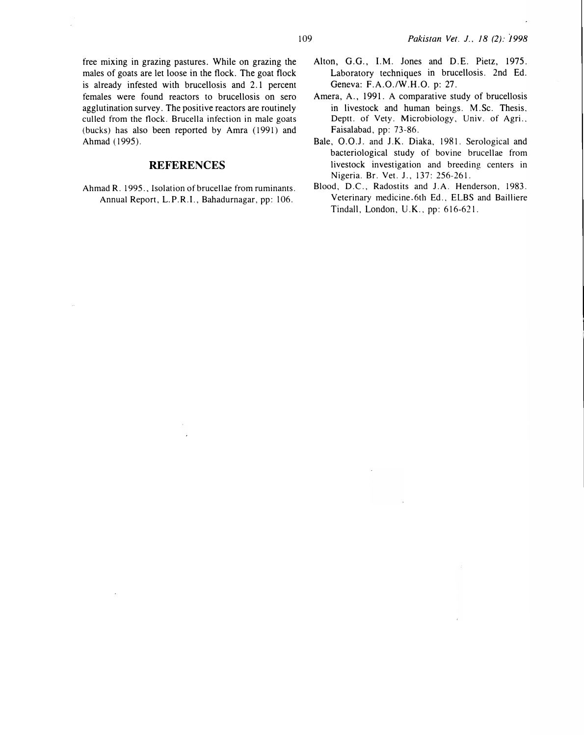free mixing in grazing pastures. While on grazing the males of goats are let loose in the flock. The goat flock is already infested with brucellosis and 2.1 percent females were found reactors to brucellosis on sero agglutination survey. The positive reactors are routinely culled from the flock. Brucella infection in male goats (bucks) has also been reported by Amra (1991) and Ahmad (1995).

## REFERENCES

Ahmad R. 1995., Isolation of brucellae from ruminants. Annual Report, L.P.R.I., Bahadurnagar, pp: 106.

Alton, G.G., I.M. Jones and D.E. Pietz, 1975. Laboratory techniques in brucellosis. 2nd Ed. Geneva: F.A.O./W.H.O. p: 27.

Amera, A., 1991. A comparative study of brucellosis in livestock and human beings. M.Sc. Thesis, Deptt. of Vety. Microbiology, Univ. of Agri., Faisalabad, pp: 73-86.

Bale, O.O.J. and J.K. Diaka, 1981. Serological and bacteriological study of bovine brucellae from livestock investigation and breeding centers in Nigeria. Br. Vet. J., 137: 256-261.

Blood, D.C., Radostits and J.A. Henderson, 1983. Veterinary medicine.6th Ed., ELBS and Bailliere Tindall, London, U.K., pp: 616-621.